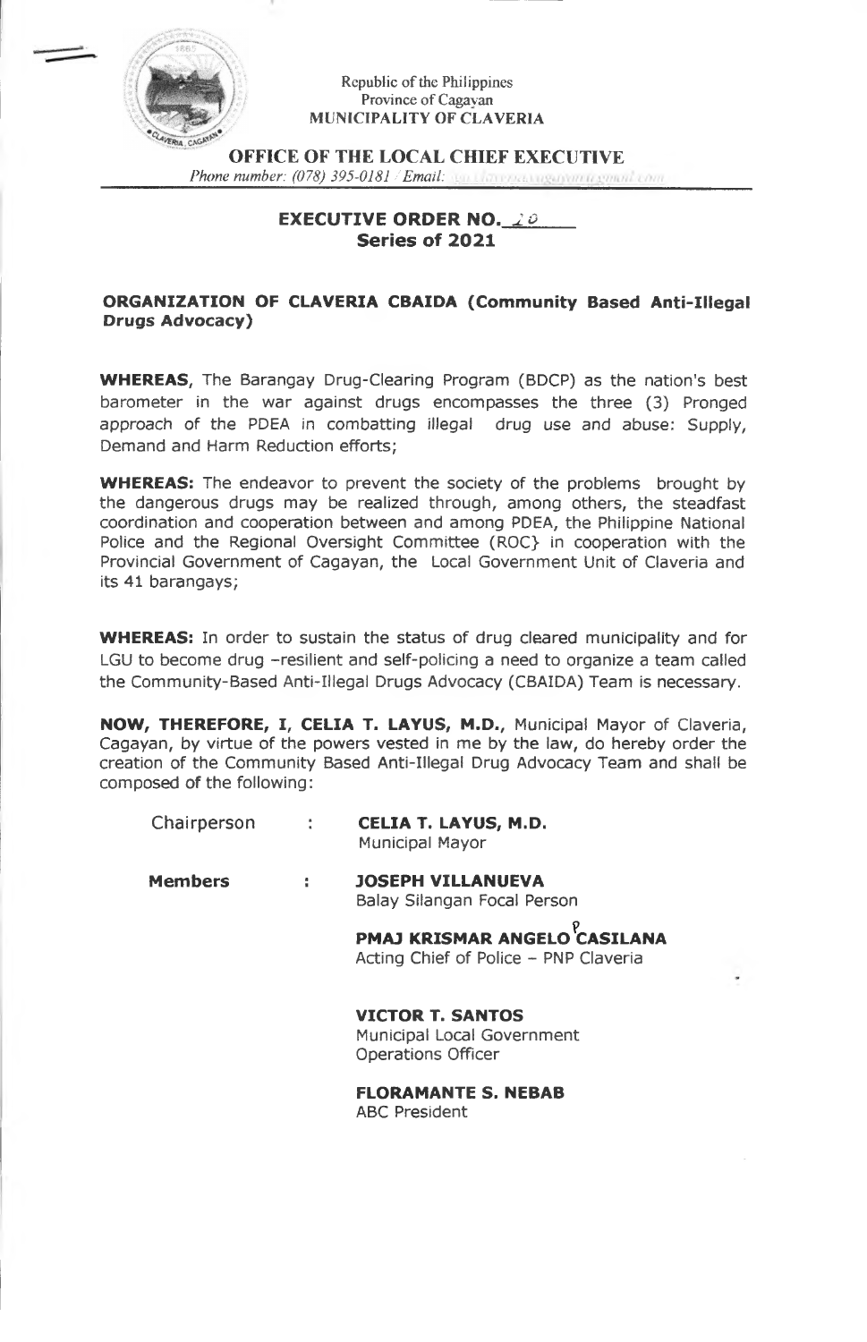Republic of the Philippines
Province of Cagayan
MUNICIPALITY OF CLAVERIA

**OFFICE OF THE LOCAL CHIEF EXECUTIVE**

*Phone number: (078) 395-0181 / Email:*

## EXECUTIVE ORDER NO. 20
## Series of 2021

### ORGANIZATION OF CLAVERIA CBAIDA (Community Based Anti-Illegal Drugs Advocacy)

**WHEREAS**, The Barangay Drug-Clearing Program (BDCP) as the nation's best barometer in the war against drugs encompasses the three (3) Pronged approach of the PDEA in combatting illegal drug use and abuse: Supply, Demand and Harm Reduction efforts;

**WHEREAS:** The endeavor to prevent the society of the problems brought by the dangerous drugs may be realized through, among others, the steadfast coordination and cooperation between and among PDEA, the Philippine National Police and the Regional Oversight Committee (ROC} in cooperation with the Provincial Government of Cagayan, the Local Government Unit of Claveria and its 41 barangays;

**WHEREAS:** In order to sustain the status of drug cleared municipality and for LGU to become drug –resilient and self-policing a need to organize a team called the Community-Based Anti-Illegal Drugs Advocacy (CBAIDA) Team is necessary.

**NOW, THEREFORE, I, CELIA T. LAYUS, M.D.,** Municipal Mayor of Claveria, Cagayan, by virtue of the powers vested in me by the law, do hereby order the creation of the Community Based Anti-Illegal Drug Advocacy Team and shall be composed of the following:

Chairperson : **CELIA T. LAYUS, M.D.**
Municipal Mayor

**Members** : **JOSEPH VILLANUEVA**
Balay Silangan Focal Person

**PMAJ KRISMAR ANGELO P CASILANA**
Acting Chief of Police – PNP Claveria

**VICTOR T. SANTOS**
Municipal Local Government Operations Officer

**FLORAMANTE S. NEBAB**
ABC President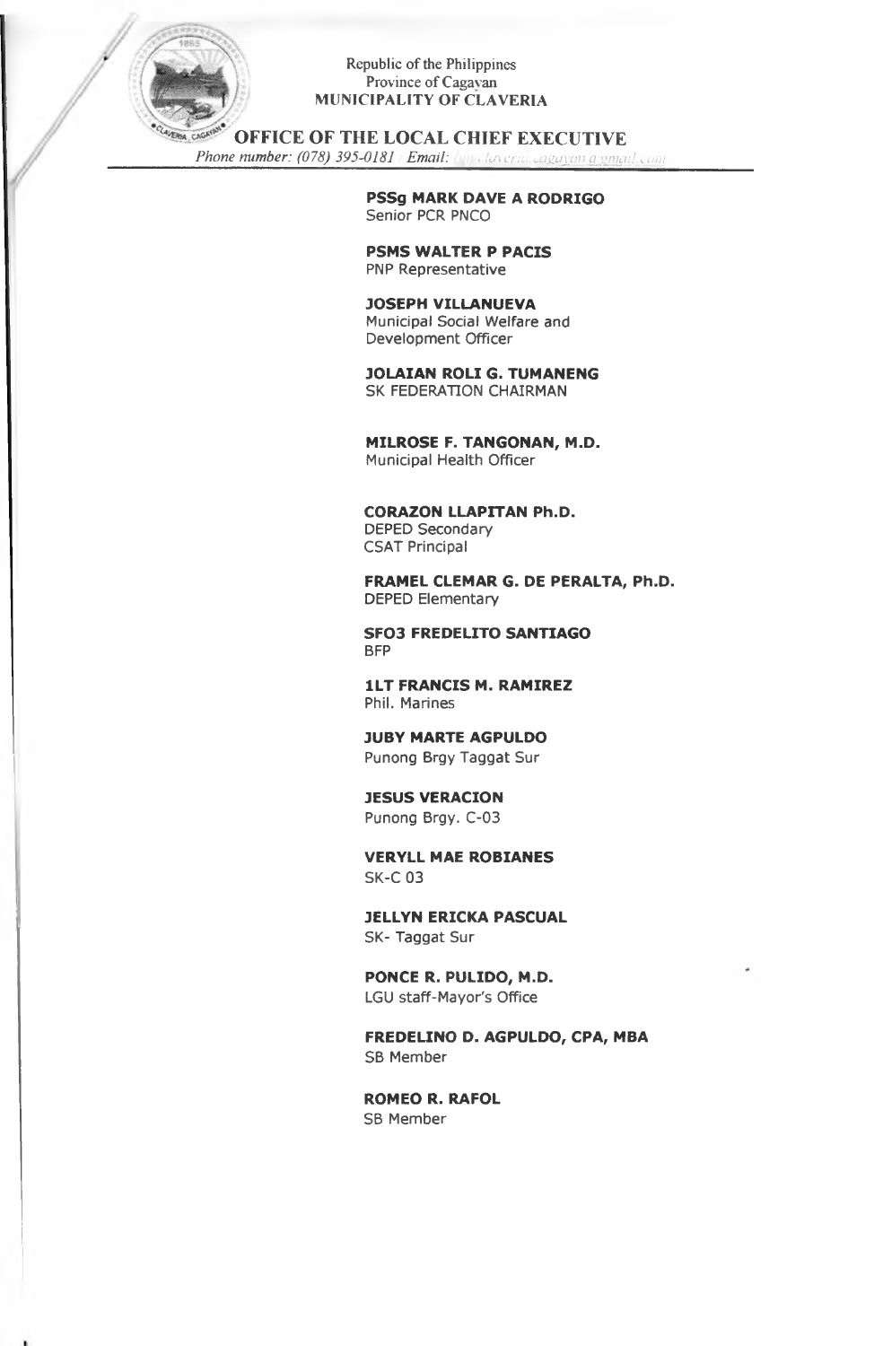Republic of the Philippines
Province of Cagayan
MUNICIPALITY OF CLAVERIA

**OFFICE OF THE LOCAL CHIEF EXECUTIVE**

*Phone number: (078) 395-0181 Email:*

---

**PSSg MARK DAVE A RODRIGO**
Senior PCR PNCO

**PSMS WALTER P PACIS**
PNP Representative

**JOSEPH VILLANUEVA**
Municipal Social Welfare and Development Officer

**JOLAIAN ROLI G. TUMANENG**
SK FEDERATION CHAIRMAN

**MILROSE F. TANGONAN, M.D.**
Municipal Health Officer

**CORAZON LLAPITAN Ph.D.**
DEPED Secondary
CSAT Principal

**FRAMEL CLEMAR G. DE PERALTA, Ph.D.**
DEPED Elementary

**SFO3 FREDELITO SANTIAGO**
BFP

**1LT FRANCIS M. RAMIREZ**
Phil. Marines

**JUBY MARTE AGPULDO**
Punong Brgy Taggat Sur

**JESUS VERACION**
Punong Brgy. C-03

**VERYLL MAE ROBIANES**
SK-C 03

**JELLYN ERICKA PASCUAL**
SK- Taggat Sur

**PONCE R. PULIDO, M.D.**
LGU staff-Mayor's Office

**FREDELINO D. AGPULDO, CPA, MBA**
SB Member

**ROMEO R. RAFOL**
SB Member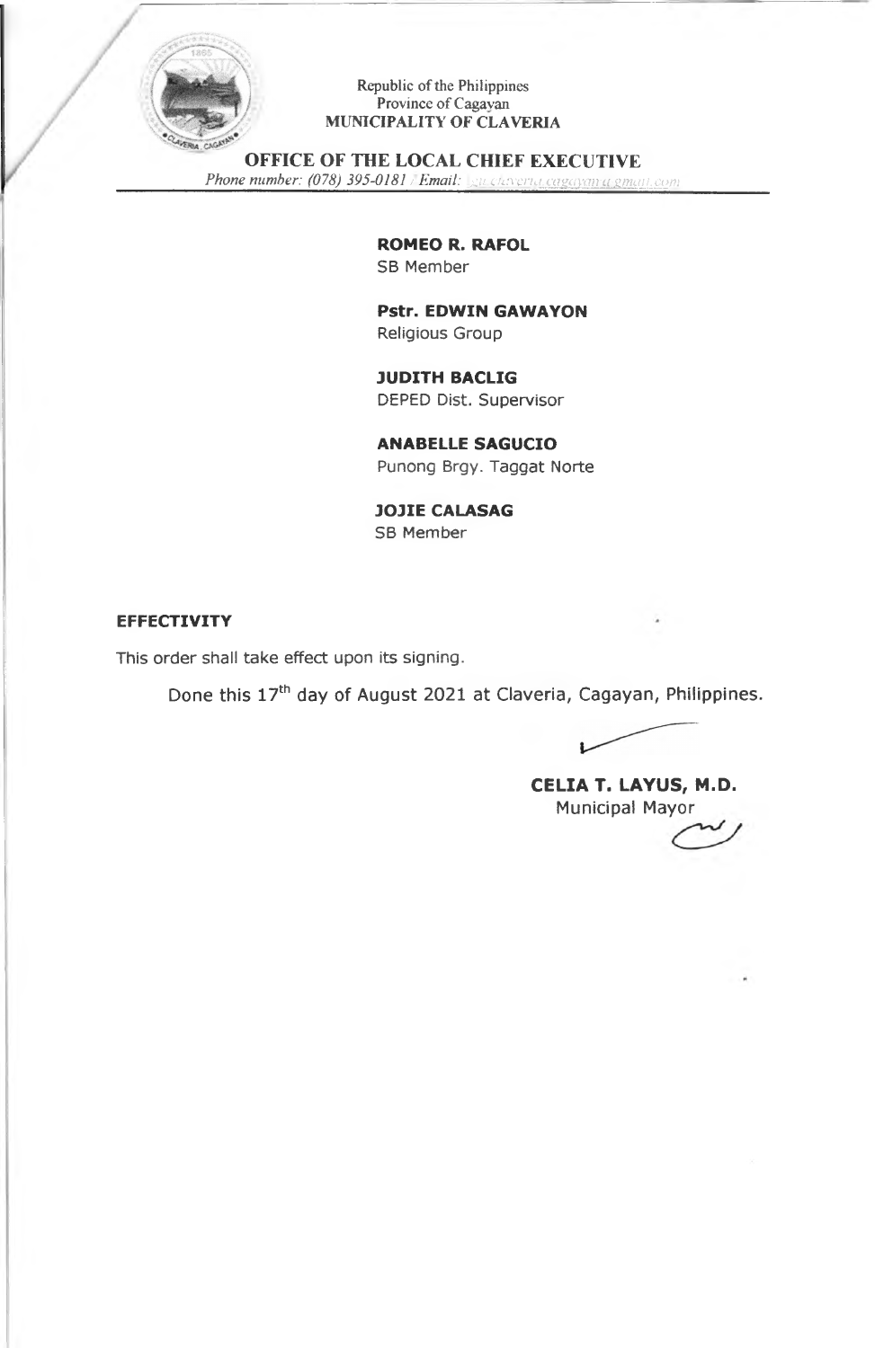Republic of the Philippines
Province of Cagayan
**MUNICIPALITY OF CLAVERIA**

**OFFICE OF THE LOCAL CHIEF EXECUTIVE**
*Phone number: (078) 395-0181 / Email:*

**ROMEO R. RAFOL**
SB Member

**Pstr. EDWIN GAWAYON**
Religious Group

**JUDITH BACLIG**
DEPED Dist. Supervisor

**ANABELLE SAGUCIO**
Punong Brgy. Taggat Norte

**JOJIE CALASAG**
SB Member

**EFFECTIVITY**

This order shall take effect upon its signing.

Done this 17th day of August 2021 at Claveria, Cagayan, Philippines.

**CELIA T. LAYUS, M.D.**
Municipal Mayor